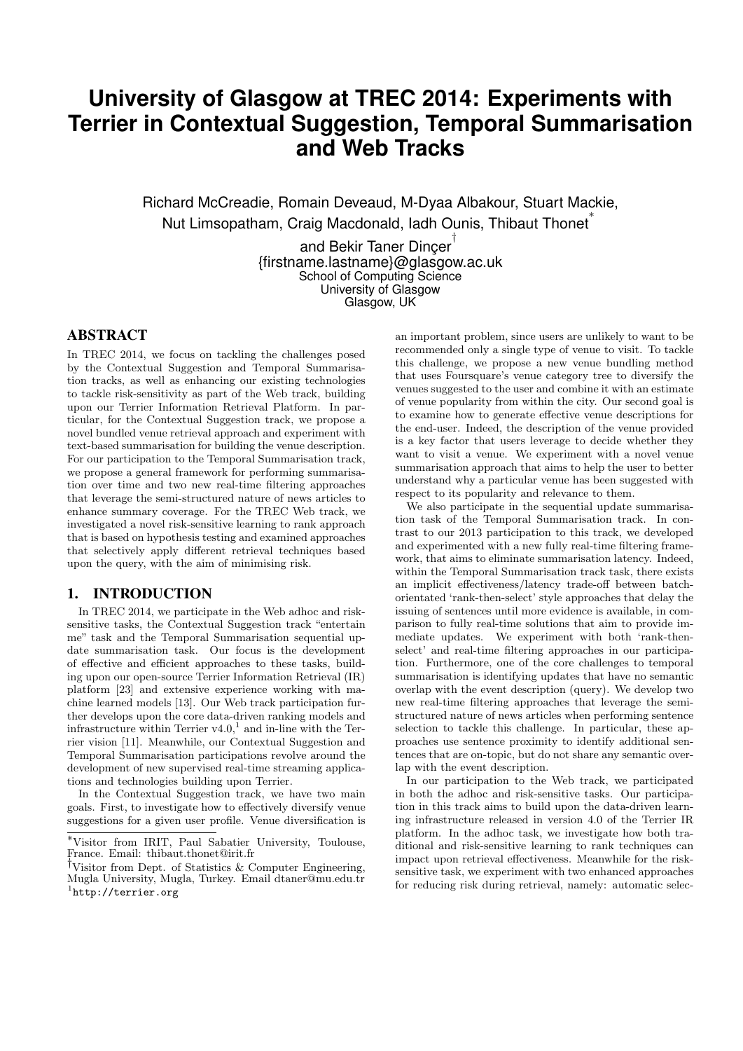# University of Glasgow at TREC 2014: Experiments with Terrier in Contextual Suggestion, Temporal Summarisation and Web Tracks

Richard McCreadie, Romain Deveaud, M-Dyaa Albakour, Stuart Mackie, Nut Limsopatham, Craig Macdonald, Iadh Ounis, Thibaut Thonet[*] and Bekir Taner Dinçer[†]
{firstname.lastname}@glasgow.ac.uk
School of Computing Science
University of Glasgow
Glasgow, UK

## ABSTRACT

In TREC 2014, we focus on tackling the challenges posed by the Contextual Suggestion and Temporal Summarisation tracks, as well as enhancing our existing technologies to tackle risk-sensitivity as part of the Web track, building upon our Terrier Information Retrieval Platform. In particular, for the Contextual Suggestion track, we propose a novel bundled venue retrieval approach and experiment with text-based summarisation for building the venue description. For our participation to the Temporal Summarisation track, we propose a general framework for performing summarisation over time and two new real-time filtering approaches that leverage the semi-structured nature of news articles to enhance summary coverage. For the TREC Web track, we investigated a novel risk-sensitive learning to rank approach that is based on hypothesis testing and examined approaches that selectively apply different retrieval techniques based upon the query, with the aim of minimising risk.

## 1. INTRODUCTION

In TREC 2014, we participate in the Web adhoc and risk-sensitive tasks, the Contextual Suggestion track "entertain me" task and the Temporal Summarisation sequential update summarisation task. Our focus is the development of effective and efficient approaches to these tasks, building upon our open-source Terrier Information Retrieval (IR) platform [23] and extensive experience working with machine learned models [13]. Our Web track participation further develops upon the core data-driven ranking models and infrastructure within Terrier v4.0,[1] and in-line with the Terrier vision [11]. Meanwhile, our Contextual Suggestion and Temporal Summarisation participations revolve around the development of new supervised real-time streaming applications and technologies building upon Terrier.

In the Contextual Suggestion track, we have two main goals. First, to investigate how to effectively diversify venue suggestions for a given user profile. Venue diversification is an important problem, since users are unlikely to want to be recommended only a single type of venue to visit. To tackle this challenge, we propose a new venue bundling method that uses Foursquare's venue category tree to diversify the venues suggested to the user and combine it with an estimate of venue popularity from within the city. Our second goal is to examine how to generate effective venue descriptions for the end-user. Indeed, the description of the venue provided is a key factor that users leverage to decide whether they want to visit a venue. We experiment with a novel venue summarisation approach that aims to help the user to better understand why a particular venue has been suggested with respect to its popularity and relevance to them.

We also participate in the sequential update summarisation task of the Temporal Summarisation track. In contrast to our 2013 participation to this track, we developed and experimented with a new fully real-time filtering framework, that aims to eliminate summarisation latency. Indeed, within the Temporal Summarisation track task, there exists an implicit effectiveness/latency trade-off between batch-orientated 'rank-then-select' style approaches that delay the issuing of sentences until more evidence is available, in comparison to fully real-time solutions that aim to provide immediate updates. We experiment with both 'rank-then-select' and real-time filtering approaches in our participation. Furthermore, one of the core challenges to temporal summarisation is identifying updates that have no semantic overlap with the event description (query). We develop two new real-time filtering approaches that leverage the semi-structured nature of news articles when performing sentence selection to tackle this challenge. In particular, these approaches use sentence proximity to identify additional sentences that are on-topic, but do not share any semantic overlap with the event description.

In our participation to the Web track, we participated in both the adhoc and risk-sensitive tasks. Our participation in this track aims to build upon the data-driven learning infrastructure released in version 4.0 of the Terrier IR platform. In the adhoc task, we investigate how both traditional and risk-sensitive learning to rank techniques can impact upon retrieval effectiveness. Meanwhile for the risk-sensitive task, we experiment with two enhanced approaches for reducing risk during retrieval, namely: automatic selec-

[*] Visitor from IRIT, Paul Sabatier University, Toulouse, France. Email: thibaut.thonet@irit.fr

[†] Visitor from Dept. of Statistics & Computer Engineering, Mugla University, Mugla, Turkey. Email dtaner@mu.edu.tr

[1] http://terrier.org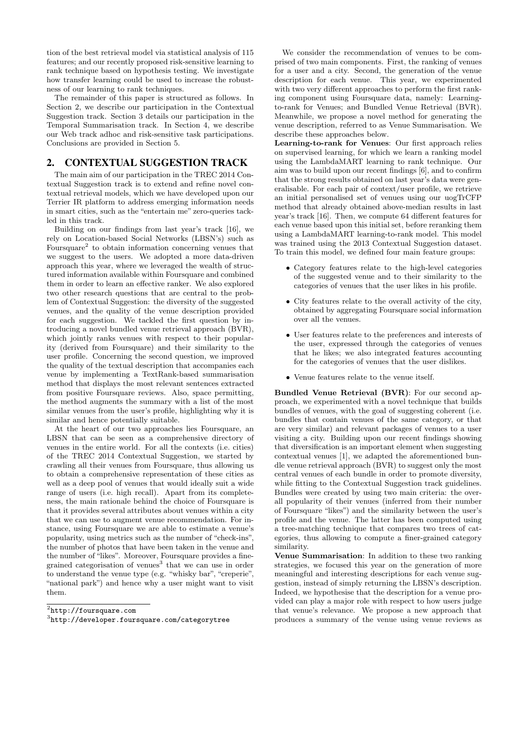tion of the best retrieval model via statistical analysis of 115 features; and our recently proposed risk-sensitive learning to rank technique based on hypothesis testing. We investigate how transfer learning could be used to increase the robustness of our learning to rank techniques.

The remainder of this paper is structured as follows. In Section 2, we describe our participation in the Contextual Suggestion track. Section 3 details our participation in the Temporal Summarisation track. In Section 4, we describe our Web track adhoc and risk-sensitive task participations. Conclusions are provided in Section 5.

## 2. CONTEXTUAL SUGGESTION TRACK

The main aim of our participation in the TREC 2014 Contextual Suggestion track is to extend and refine novel contextual retrieval models, which we have developed upon our Terrier IR platform to address emerging information needs in smart cities, such as the "entertain me" zero-queries tackled in this track.

Building on our findings from last year's track [16], we rely on Location-based Social Networks (LBSN's) such as Foursquare[2] to obtain information concerning venues that we suggest to the users. We adopted a more data-driven approach this year, where we leveraged the wealth of structured information available within Foursquare and combined them in order to learn an effective ranker. We also explored two other research questions that are central to the problem of Contextual Suggestion: the diversity of the suggested venues, and the quality of the venue description provided for each suggestion. We tackled the first question by introducing a novel bundled venue retrieval approach (BVR), which jointly ranks venues with respect to their popularity (derived from Foursquare) and their similarity to the user profile. Concerning the second question, we improved the quality of the textual description that accompanies each venue by implementing a TextRank-based summarisation method that displays the most relevant sentences extracted from positive Foursquare reviews. Also, space permitting, the method augments the summary with a list of the most similar venues from the user's profile, highlighting why it is similar and hence potentially suitable.

At the heart of our two approaches lies Foursquare, an LBSN that can be seen as a comprehensive directory of venues in the entire world. For all the contexts (i.e. cities) of the TREC 2014 Contextual Suggestion, we started by crawling all their venues from Foursquare, thus allowing us to obtain a comprehensive representation of these cities as well as a deep pool of venues that would ideally suit a wide range of users (i.e. high recall). Apart from its completeness, the main rationale behind the choice of Foursquare is that it provides several attributes about venues within a city that we can use to augment venue recommendation. For instance, using Foursquare we are able to estimate a venue's popularity, using metrics such as the number of "check-ins", the number of photos that have been taken in the venue and the number of "likes". Moreover, Foursquare provides a fine-grained categorisation of venues[3] that we can use in order to understand the venue type (e.g. "whisky bar", "creperie", "national park") and hence why a user might want to visit them.

[2] http://foursquare.com

[3] http://developer.foursquare.com/categorytree

We consider the recommendation of venues to be comprised of two main components. First, the ranking of venues for a user and a city. Second, the generation of the venue description for each venue. This year, we experimented with two very different approaches to perform the first ranking component using Foursquare data, namely: Learning-to-rank for Venues; and Bundled Venue Retrieval (BVR). Meanwhile, we propose a novel method for generating the venue description, referred to as Venue Summarisation. We describe these approaches below.

**Learning-to-rank for Venues**: Our first approach relies on supervised learning, for which we learn a ranking model using the LambdaMART learning to rank technique. Our aim was to build upon our recent findings [6], and to confirm that the strong results obtained on last year's data were generalisable. For each pair of context/user profile, we retrieve an initial personalised set of venues using our uogTrCFP method that already obtained above-median results in last year's track [16]. Then, we compute 64 different features for each venue based upon this initial set, before reranking them using a LambdaMART learning-to-rank model. This model was trained using the 2013 Contextual Suggestion dataset. To train this model, we defined four main feature groups:

- Category features relate to the high-level categories of the suggested venue and to their similarity to the categories of venues that the user likes in his profile.
- City features relate to the overall activity of the city, obtained by aggregating Foursquare social information over all the venues.
- User features relate to the preferences and interests of the user, expressed through the categories of venues that he likes; we also integrated features accounting for the categories of venues that the user dislikes.
- Venue features relate to the venue itself.

**Bundled Venue Retrieval (BVR)**: For our second approach, we experimented with a novel technique that builds bundles of venues, with the goal of suggesting coherent (i.e. bundles that contain venues of the same category, or that are very similar) and relevant packages of venues to a user visiting a city. Building upon our recent findings showing that diversification is an important element when suggesting contextual venues [1], we adapted the aforementioned bundle venue retrieval approach (BVR) to suggest only the most central venues of each bundle in order to promote diversity, while fitting to the Contextual Suggestion track guidelines. Bundles were created by using two main criteria: the overall popularity of their venues (inferred from their number of Foursquare "likes") and the similarity between the user's profile and the venue. The latter has been computed using a tree-matching technique that compares two trees of categories, thus allowing to compute a finer-grained category similarity.

**Venue Summarisation**: In addition to these two ranking strategies, we focused this year on the generation of more meaningful and interesting descriptions for each venue suggestion, instead of simply returning the LBSN's description. Indeed, we hypothesise that the description for a venue provided can play a major role with respect to how users judge that venue's relevance. We propose a new approach that produces a summary of the venue using venue reviews as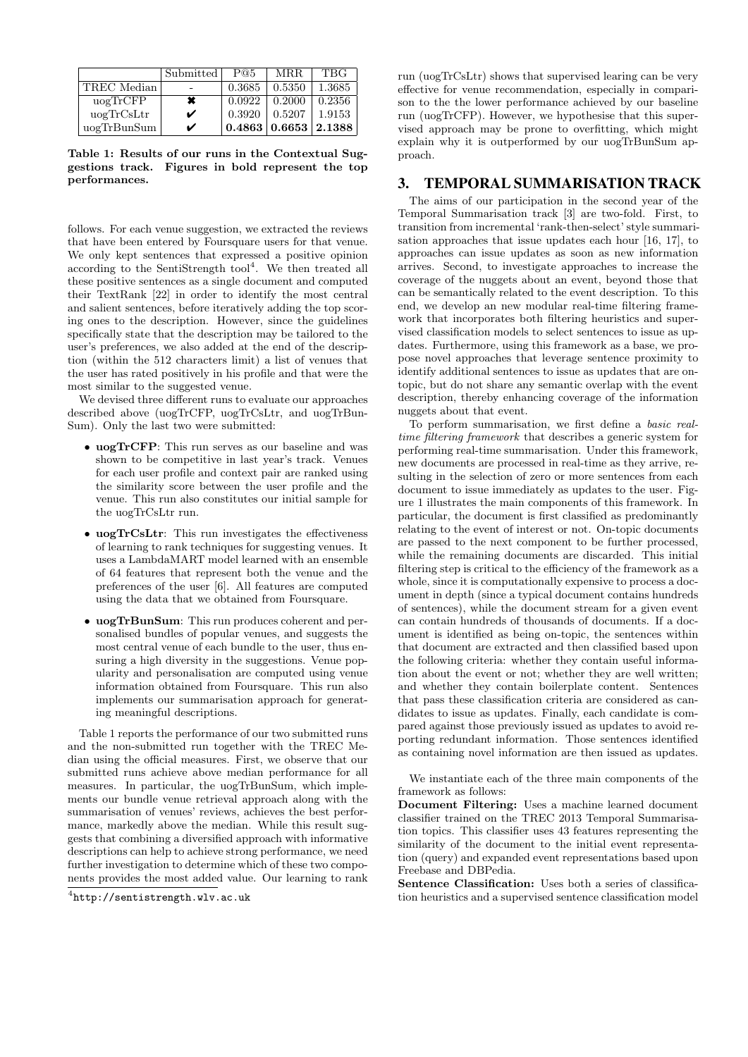|  | Submitted | P@5 | MRR | TBG |
|---|---|---|---|---|
| TREC Median | - | 0.3685 | 0.5350 | 1.3685 |
| uogTrCFP | ✖ | 0.0922 | 0.2000 | 0.2356 |
| uogTrCsLtr | ✔ | 0.3920 | 0.5207 | 1.9153 |
| uogTrBunSum | ✔ | **0.4863** | **0.6653** | **2.1388** |

**Table 1: Results of our runs in the Contextual Suggestions track. Figures in bold represent the top performances.**

follows. For each venue suggestion, we extracted the reviews that have been entered by Foursquare users for that venue. We only kept sentences that expressed a positive opinion according to the SentiStrength tool[4]. We then treated all these positive sentences as a single document and computed their TextRank [22] in order to identify the most central and salient sentences, before iteratively adding the top scoring ones to the description. However, since the guidelines specifically state that the description may be tailored to the user's preferences, we also added at the end of the description (within the 512 characters limit) a list of venues that the user has rated positively in his profile and that were the most similar to the suggested venue.

We devised three different runs to evaluate our approaches described above (uogTrCFP, uogTrCsLtr, and uogTrBunSum). Only the last two were submitted:

- **uogTrCFP**: This run serves as our baseline and was shown to be competitive in last year's track. Venues for each user profile and context pair are ranked using the similarity score between the user profile and the venue. This run also constitutes our initial sample for the uogTrCsLtr run.
- **uogTrCsLtr**: This run investigates the effectiveness of learning to rank techniques for suggesting venues. It uses a LambdaMART model learned with an ensemble of 64 features that represent both the venue and the preferences of the user [6]. All features are computed using the data that we obtained from Foursquare.
- **uogTrBunSum**: This run produces coherent and personalised bundles of popular venues, and suggests the most central venue of each bundle to the user, thus ensuring a high diversity in the suggestions. Venue popularity and personalisation are computed using venue information obtained from Foursquare. This run also implements our summarisation approach for generating meaningful descriptions.

Table 1 reports the performance of our two submitted runs and the non-submitted run together with the TREC Median using the official measures. First, we observe that our submitted runs achieve above median performance for all measures. In particular, the uogTrBunSum, which implements our bundle venue retrieval approach along with the summarisation of venues' reviews, achieves the best performance, markedly above the median. While this result suggests that combining a diversified approach with informative descriptions can help to achieve strong performance, we need further investigation to determine which of these two components provides the most added value. Our learning to rank run (uogTrCsLtr) shows that supervised learing can be very effective for venue recommendation, especially in comparison to the the lower performance achieved by our baseline run (uogTrCFP). However, we hypothesise that this supervised approach may be prone to overfitting, which might explain why it is outperformed by our uogTrBunSum approach.

[4] http://sentistrength.wlv.ac.uk

## 3. TEMPORAL SUMMARISATION TRACK

The aims of our participation in the second year of the Temporal Summarisation track [3] are two-fold. First, to transition from incremental 'rank-then-select' style summarisation approaches that issue updates each hour [16, 17], to approaches can issue updates as soon as new information arrives. Second, to investigate approaches to increase the coverage of the nuggets about an event, beyond those that can be semantically related to the event description. To this end, we develop an new modular real-time filtering framework that incorporates both filtering heuristics and supervised classification models to select sentences to issue as updates. Furthermore, using this framework as a base, we propose novel approaches that leverage sentence proximity to identify additional sentences to issue as updates that are on-topic, but do not share any semantic overlap with the event description, thereby enhancing coverage of the information nuggets about that event.

To perform summarisation, we first define a *basic real-time filtering framework* that describes a generic system for performing real-time summarisation. Under this framework, new documents are processed in real-time as they arrive, resulting in the selection of zero or more sentences from each document to issue immediately as updates to the user. Figure 1 illustrates the main components of this framework. In particular, the document is first classified as predominantly relating to the event of interest or not. On-topic documents are passed to the next component to be further processed, while the remaining documents are discarded. This initial filtering step is critical to the efficiency of the framework as a whole, since it is computationally expensive to process a document in depth (since a typical document contains hundreds of sentences), while the document stream for a given event can contain hundreds of thousands of documents. If a document is identified as being on-topic, the sentences within that document are extracted and then classified based upon the following criteria: whether they contain useful information about the event or not; whether they are well written; and whether they contain boilerplate content. Sentences that pass these classification criteria are considered as candidates to issue as updates. Finally, each candidate is compared against those previously issued as updates to avoid reporting redundant information. Those sentences identified as containing novel information are then issued as updates.

We instantiate each of the three main components of the framework as follows:

**Document Filtering:** Uses a machine learned document classifier trained on the TREC 2013 Temporal Summarisation topics. This classifier uses 43 features representing the similarity of the document to the initial event representation (query) and expanded event representations based upon Freebase and DBPedia.

**Sentence Classification:** Uses both a series of classification heuristics and a supervised sentence classification model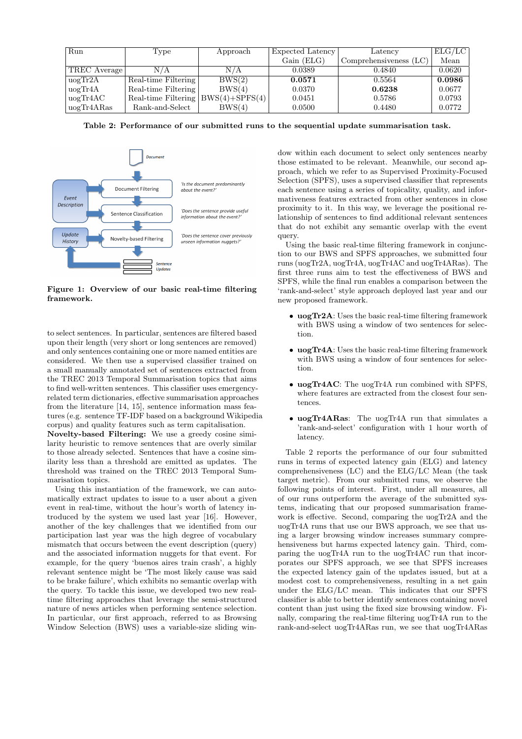| Run | Type | Approach | Expected Latency Gain (ELG) | Latency Comprehensiveness (LC) | ELG/LC Mean |
|---|---|---|---|---|---|
| TREC Average | N/A | N/A | 0.0389 | 0.4840 | 0.0620 |
| uogTr2A | Real-time Filtering | BWS(2) | **0.0571** | 0.5564 | **0.0986** |
| uogTr4A | Real-time Filtering | BWS(4) | 0.0370 | **0.6238** | 0.0677 |
| uogTr4AC | Real-time Filtering | BWS(4)+SPFS(4) | 0.0451 | 0.5786 | 0.0793 |
| uogTr4ARas | Rank-and-Select | BWS(4) | 0.0500 | 0.4480 | 0.0772 |

**Table 2: Performance of our submitted runs to the sequential update summarisation task.**

**Figure 1: Overview of our basic real-time filtering framework.**

to select sentences. In particular, sentences are filtered based upon their length (very short or long sentences are removed) and only sentences containing one or more named entities are considered. We then use a supervised classifier trained on a small manually annotated set of sentences extracted from the TREC 2013 Temporal Summarisation topics that aims to find well-written sentences. This classifier uses emergency-related term dictionaries, effective summarisation approaches from the literature [14, 15], sentence information mass features (e.g. sentence TF-IDF based on a background Wikipedia corpus) and quality features such as term capitalisation.

**Novelty-based Filtering:** We use a greedy cosine similarity heuristic to remove sentences that are overly similar to those already selected. Sentences that have a cosine similarity less than a threshold are emitted as updates. The threshold was trained on the TREC 2013 Temporal Summarisation topics.

Using this instantiation of the framework, we can automatically extract updates to issue to a user about a given event in real-time, without the hour's worth of latency introduced by the system we used last year [16]. However, another of the key challenges that we identified from our participation last year was the high degree of vocabulary mismatch that occurs between the event description (query) and the associated information nuggets for that event. For example, for the query 'buenos aires train crash', a highly relevant sentence might be 'The most likely cause was said to be brake failure', which exhibits no semantic overlap with the query. To tackle this issue, we developed two new real-time filtering approaches that leverage the semi-structured nature of news articles when performing sentence selection. In particular, our first approach, referred to as Browsing Window Selection (BWS) uses a variable-size sliding window within each document to select only sentences nearby those estimated to be relevant. Meanwhile, our second approach, which we refer to as Supervised Proximity-Focused Selection (SPFS), uses a supervised classifier that represents each sentence using a series of topicality, quality, and informativeness features extracted from other sentences in close proximity to it. In this way, we leverage the positional relationship of sentences to find additional relevant sentences that do not exhibit any semantic overlap with the event query.

Using the basic real-time filtering framework in conjunction to our BWS and SPFS approaches, we submitted four runs (uogTr2A, uogTr4A, uogTr4AC and uogTr4ARas). The first three runs aim to test the effectiveness of BWS and SPFS, while the final run enables a comparison between the 'rank-and-select' style approach deployed last year and our new proposed framework.

- **uogTr2A**: Uses the basic real-time filtering framework with BWS using a window of two sentences for selection.
- **uogTr4A**: Uses the basic real-time filtering framework with BWS using a window of four sentences for selection.
- **uogTr4AC**: The uogTr4A run combined with SPFS, where features are extracted from the closest four sentences.
- **uogTr4ARas**: The uogTr4A run that simulates a 'rank-and-select' configuration with 1 hour worth of latency.

Table 2 reports the performance of our four submitted runs in terms of expected latency gain (ELG) and latency comprehensiveness (LC) and the ELG/LC Mean (the task target metric). From our submitted runs, we observe the following points of interest. First, under all measures, all of our runs outperform the average of the submitted systems, indicating that our proposed summarisation framework is effective. Second, comparing the uogTr2A and the uogTr4A runs that use our BWS approach, we see that using a larger browsing window increases summary comprehensiveness but harms expected latency gain. Third, comparing the uogTr4A run to the uogTr4AC run that incorporates our SPFS approach, we see that SPFS increases the expected latency gain of the updates issued, but at a modest cost to comprehensiveness, resulting in a net gain under the ELG/LC mean. This indicates that our SPFS classifier is able to better identify sentences containing novel content than just using the fixed size browsing window. Finally, comparing the real-time filtering uogTr4A run to the rank-and-select uogTr4ARas run, we see that uogTr4ARas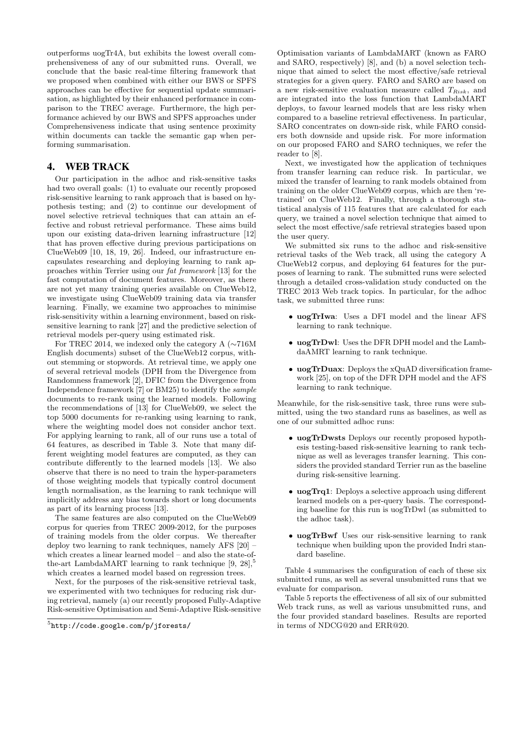outperforms uogTr4A, but exhibits the lowest overall comprehensiveness of any of our submitted runs. Overall, we conclude that the basic real-time filtering framework that we proposed when combined with either our BWS or SPFS approaches can be effective for sequential update summarisation, as highlighted by their enhanced performance in comparison to the TREC average. Furthermore, the high performance achieved by our BWS and SPFS approaches under Comprehensiveness indicate that using sentence proximity within documents can tackle the semantic gap when performing summarisation.

# 4. WEB TRACK

Our participation in the adhoc and risk-sensitive tasks had two overall goals: (1) to evaluate our recently proposed risk-sensitive learning to rank approach that is based on hypothesis testing; and (2) to continue our development of novel selective retrieval techniques that can attain an effective and robust retrieval performance. These aims build upon our existing data-driven learning infrastructure [12] that has proven effective during previous participations on ClueWeb09 [10, 18, 19, 26]. Indeed, our infrastructure encapsulates researching and deploying learning to rank approaches within Terrier using our *fat framework* [13] for the fast computation of document features. Moreover, as there are not yet many training queries available on ClueWeb12, we investigate using ClueWeb09 training data via transfer learning. Finally, we examine two approaches to minimise risk-sensitivity within a learning environment, based on risk-sensitive learning to rank [27] and the predictive selection of retrieval models per-query using estimated risk.

For TREC 2014, we indexed only the category A (~716M English documents) subset of the ClueWeb12 corpus, without stemming or stopwords. At retrieval time, we apply one of several retrieval models (DPH from the Divergence from Randomness framework [2], DFIC from the Divergence from Independence framework [7] or BM25) to identify the *sample* documents to re-rank using the learned models. Following the recommendations of [13] for ClueWeb09, we select the top 5000 documents for re-ranking using learning to rank, where the weighting model does not consider anchor text. For applying learning to rank, all of our runs use a total of 64 features, as described in Table 3. Note that many different weighting model features are computed, as they can contribute differently to the learned models [13]. We also observe that there is no need to train the hyper-parameters of those weighting models that typically control document length normalisation, as the learning to rank technique will implicitly address any bias towards short or long documents as part of its learning process [13].

The same features are also computed on the ClueWeb09 corpus for queries from TREC 2009-2012, for the purposes of training models from the older corpus. We thereafter deploy two learning to rank techniques, namely AFS [20] – which creates a linear learned model – and also the state-of-the-art LambdaMART learning to rank technique [9, 28],[5] which creates a learned model based on regression trees.

Next, for the purposes of the risk-sensitive retrieval task, we experimented with two techniques for reducing risk during retrieval, namely (a) our recently proposed Fully-Adaptive Risk-sensitive Optimisation and Semi-Adaptive Risk-sensitive Optimisation variants of LambdaMART (known as FARO and SARO, respectively) [8], and (b) a novel selection technique that aimed to select the most effective/safe retrieval strategies for a given query. FARO and SARO are based on a new risk-sensitive evaluation measure called $T_{Risk}$, and are integrated into the loss function that LambdaMART deploys, to favour learned models that are less risky when compared to a baseline retrieval effectiveness. In particular, SARO concentrates on down-side risk, while FARO considers both downside and upside risk. For more information on our proposed FARO and SARO techniques, we refer the reader to [8].

Next, we investigated how the application of techniques from transfer learning can reduce risk. In particular, we mixed the transfer of learning to rank models obtained from training on the older ClueWeb09 corpus, which are then 're-trained' on ClueWeb12. Finally, through a thorough statistical analysis of 115 features that are calculated for each query, we trained a novel selection technique that aimed to select the most effective/safe retrieval strategies based upon the user query.

We submitted six runs to the adhoc and risk-sensitive retrieval tasks of the Web track, all using the category A ClueWeb12 corpus, and deploying 64 features for the purposes of learning to rank. The submitted runs were selected through a detailed cross-validation study conducted on the TREC 2013 Web track topics. In particular, for the adhoc task, we submitted three runs:

- **uogTrIwa**: Uses a DFI model and the linear AFS learning to rank technique.
- **uogTrDwl**: Uses the DFR DPH model and the LambdaAMRT learning to rank technique.
- **uogTrDuax**: Deploys the xQuAD diversification framework [25], on top of the DFR DPH model and the AFS learning to rank technique.

Meanwhile, for the risk-sensitive task, three runs were submitted, using the two standard runs as baselines, as well as one of our submitted adhoc runs:

- **uogTrDwsts** Deploys our recently proposed hypothesis testing-based risk-sensitive learning to rank technique as well as leverages transfer learning. This considers the provided standard Terrier run as the baseline during risk-sensitive learning.
- **uogTrq1**: Deploys a selective approach using different learned models on a per-query basis. The corresponding baseline for this run is uogTrDwl (as submitted to the adhoc task).
- **uogTrBwf** Uses our risk-sensitive learning to rank technique when building upon the provided Indri standard baseline.

Table 4 summarises the configuration of each of these six submitted runs, as well as several unsubmitted runs that we evaluate for comparison.

Table 5 reports the effectiveness of all six of our submitted Web track runs, as well as various unsubmitted runs, and the four provided standard baselines. Results are reported in terms of NDCG@20 and ERR@20.

[5] http://code.google.com/p/jforests/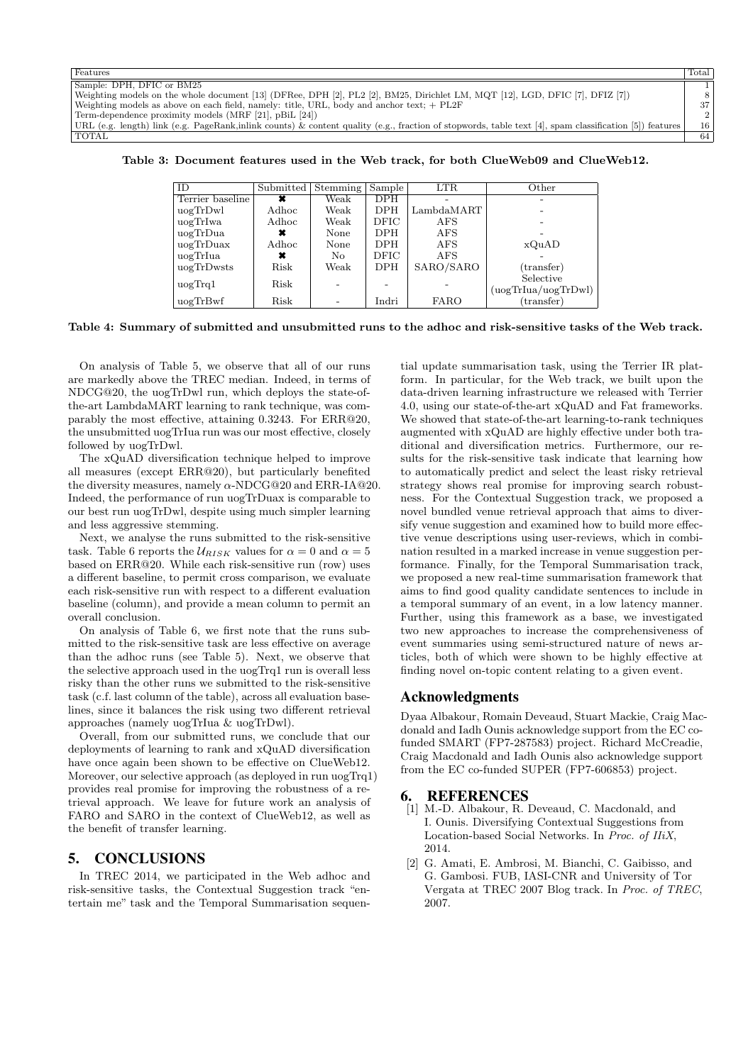| Features | Total |
|---|---|
| Sample: DPH, DFIC or BM25 | 1 |
| Weighting models on the whole document [13] (DFRee, DPH [2], PL2 [2], BM25, Dirichlet LM, MQT [12], LGD, DFIC [7], DFIZ [7]) | 8 |
| Weighting models as above on each field, namely: title, URL, body and anchor text; + PL2F | 37 |
| Term-dependence proximity models (MRF [21], pBiL [24]) | 2 |
| URL (e.g. length) link (e.g. PageRank,inlink counts) & content quality (e.g., fraction of stopwords, table text [4], spam classification [5]) features | 16 |
| TOTAL | 64 |

**Table 3: Document features used in the Web track, for both ClueWeb09 and ClueWeb12.**

| ID | Submitted | Stemming | Sample | LTR | Other |
|---|---|---|---|---|---|
| Terrier baseline | ✖ | Weak | DPH | - | - |
| uogTrDwl | Adhoc | Weak | DPH | LambdaMART | - |
| uogTrIwa | Adhoc | Weak | DFIC | AFS | - |
| uogTrDua | ✖ | None | DPH | AFS | - |
| uogTrDuax | Adhoc | None | DPH | AFS | xQuAD |
| uogTrIua | ✖ | No | DFIC | AFS | - |
| uogTrDwsts | Risk | Weak | DPH | SARO/SARO | (transfer) |
| uogTrq1 | Risk | - | - | - | Selective (uogTrIua/uogTrDwl) |
| uogTrBwf | Risk | - | Indri | FARO | (transfer) |

**Table 4: Summary of submitted and unsubmitted runs to the adhoc and risk-sensitive tasks of the Web track.**

On analysis of Table 5, we observe that all of our runs are markedly above the TREC median. Indeed, in terms of NDCG@20, the uogTrDwl run, which deploys the state-of-the-art LambdaMART learning to rank technique, was comparably the most effective, attaining 0.3243. For ERR@20, the unsubmitted uogTrIua run was our most effective, closely followed by uogTrDwl.

The xQuAD diversification technique helped to improve all measures (except ERR@20), but particularly benefited the diversity measures, namely $\alpha$-NDCG@20 and ERR-IA@20. Indeed, the performance of run uogTrDuax is comparable to our best run uogTrDwl, despite using much simpler learning and less aggressive stemming.

Next, we analyse the runs submitted to the risk-sensitive task. Table 6 reports the $\mathcal{U}_{RISK}$ values for $\alpha = 0$ and $\alpha = 5$ based on ERR@20. While each risk-sensitive run (row) uses a different baseline, to permit cross comparison, we evaluate each risk-sensitive run with respect to a different evaluation baseline (column), and provide a mean column to permit an overall conclusion.

On analysis of Table 6, we first note that the runs submitted to the risk-sensitive task are less effective on average than the adhoc runs (see Table 5). Next, we observe that the selective approach used in the uogTrq1 run is overall less risky than the other runs we submitted to the risk-sensitive task (c.f. last column of the table), across all evaluation baselines, since it balances the risk using two different retrieval approaches (namely uogTrIua & uogTrDwl).

Overall, from our submitted runs, we conclude that our deployments of learning to rank and xQuAD diversification have once again been shown to be effective on ClueWeb12. Moreover, our selective approach (as deployed in run uogTrq1) provides real promise for improving the robustness of a retrieval approach. We leave for future work an analysis of FARO and SARO in the context of ClueWeb12, as well as the benefit of transfer learning.

## 5. CONCLUSIONS

In TREC 2014, we participated in the Web adhoc and risk-sensitive tasks, the Contextual Suggestion track "entertain me" task and the Temporal Summarisation sequential update summarisation task, using the Terrier IR platform. In particular, for the Web track, we built upon the data-driven learning infrastructure we released with Terrier 4.0, using our state-of-the-art xQuAD and Fat frameworks. We showed that state-of-the-art learning-to-rank techniques augmented with xQuAD are highly effective under both traditional and diversification metrics. Furthermore, our results for the risk-sensitive task indicate that learning how to automatically predict and select the least risky retrieval strategy shows real promise for improving search robustness. For the Contextual Suggestion track, we proposed a novel bundled venue retrieval approach that aims to diversify venue suggestion and examined how to build more effective venue descriptions using user-reviews, which in combination resulted in a marked increase in venue suggestion performance. Finally, for the Temporal Summarisation track, we proposed a new real-time summarisation framework that aims to find good quality candidate sentences to include in a temporal summary of an event, in a low latency manner. Further, using this framework as a base, we investigated two new approaches to increase the comprehensiveness of event summaries using semi-structured nature of news articles, both of which were shown to be highly effective at finding novel on-topic content relating to a given event.

## Acknowledgments

Dyaa Albakour, Romain Deveaud, Stuart Mackie, Craig Macdonald and Iadh Ounis acknowledge support from the EC co-funded SMART (FP7-287583) project. Richard McCreadie, Craig Macdonald and Iadh Ounis also acknowledge support from the EC co-funded SUPER (FP7-606853) project.

## 6. REFERENCES

[1] M.-D. Albakour, R. Deveaud, C. Macdonald, and I. Ounis. Diversifying Contextual Suggestions from Location-based Social Networks. In *Proc. of IIiX*, 2014.

[2] G. Amati, E. Ambrosi, M. Bianchi, C. Gaibisso, and G. Gambosi. FUB, IASI-CNR and University of Tor Vergata at TREC 2007 Blog track. In *Proc. of TREC*, 2007.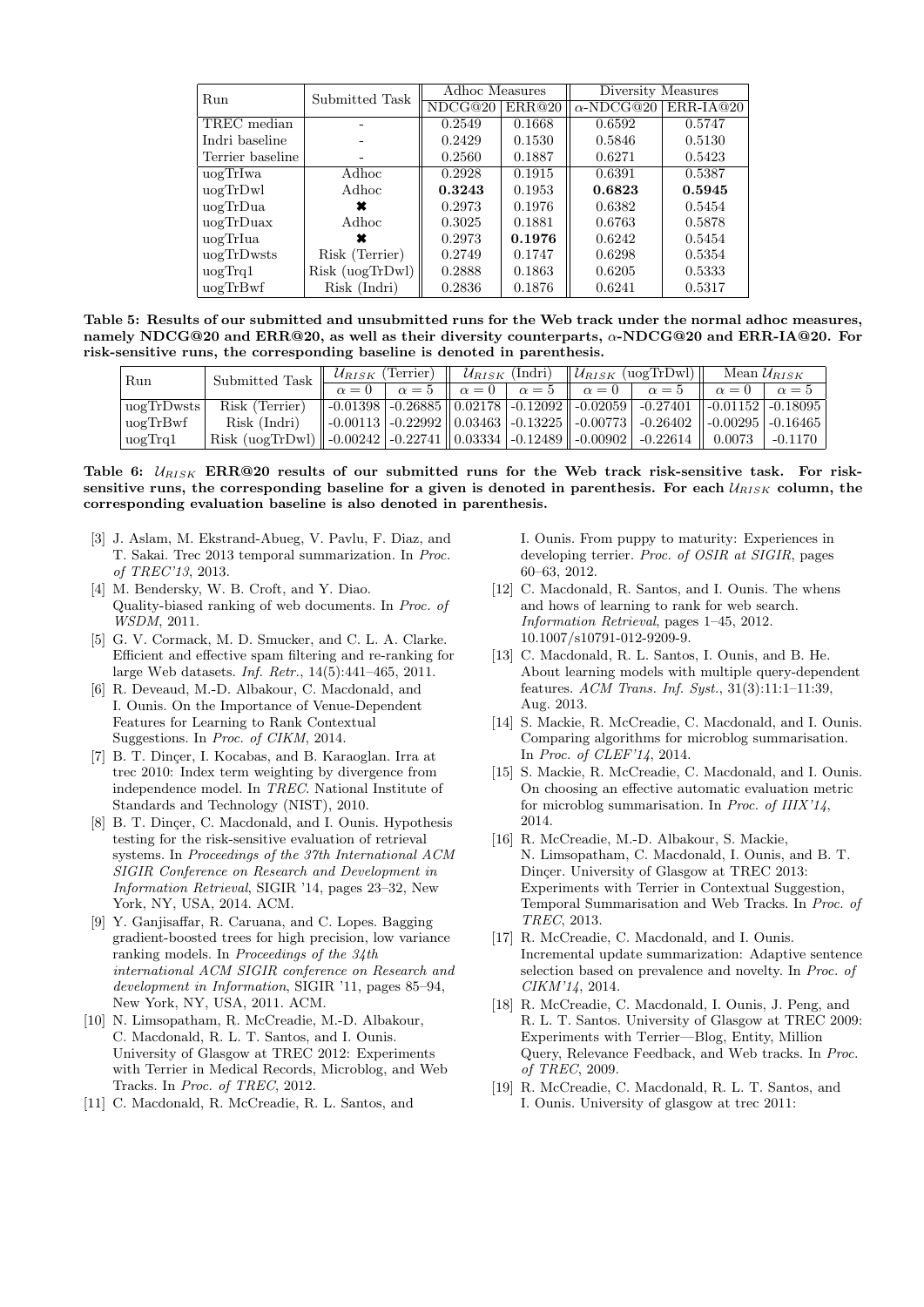| Run | Submitted Task | Adhoc Measures | | Diversity Measures | |
|---|---|---|---|---|---|
| | | NDCG@20 | ERR@20 | $\alpha$-NDCG@20 | ERR-IA@20 |
| TREC median | - | 0.2549 | 0.1668 | 0.6592 | 0.5747 |
| Indri baseline | - | 0.2429 | 0.1530 | 0.5846 | 0.5130 |
| Terrier baseline | - | 0.2560 | 0.1887 | 0.6271 | 0.5423 |
| uogTrIwa | Adhoc | 0.2928 | 0.1915 | 0.6391 | 0.5387 |
| uogTrDwl | Adhoc | **0.3243** | 0.1953 | **0.6823** | **0.5945** |
| uogTrDua | ✖ | 0.2973 | 0.1976 | 0.6382 | 0.5454 |
| uogTrDuax | Adhoc | 0.3025 | 0.1881 | 0.6763 | 0.5878 |
| uogTrIua | ✖ | 0.2973 | **0.1976** | 0.6242 | 0.5454 |
| uogTrDwsts | Risk (Terrier) | 0.2749 | 0.1747 | 0.6298 | 0.5354 |
| uogTrq1 | Risk (uogTrDwl) | 0.2888 | 0.1863 | 0.6205 | 0.5333 |
| uogTrBwf | Risk (Indri) | 0.2836 | 0.1876 | 0.6241 | 0.5317 |

**Table 5: Results of our submitted and unsubmitted runs for the Web track under the normal adhoc measures, namely NDCG@20 and ERR@20, as well as their diversity counterparts, $\alpha$-NDCG@20 and ERR-IA@20. For risk-sensitive runs, the corresponding baseline is denoted in parenthesis.**

| Run | Submitted Task | $\mathcal{U}_{RISK}$ (Terrier) | | $\mathcal{U}_{RISK}$ (Indri) | | $\mathcal{U}_{RISK}$ (uogTrDwl) | | Mean $\mathcal{U}_{RISK}$ | |
|---|---|---|---|---|---|---|---|---|---|
| | | $\alpha = 0$ | $\alpha = 5$ | $\alpha = 0$ | $\alpha = 5$ | $\alpha = 0$ | $\alpha = 5$ | $\alpha = 0$ | $\alpha = 5$ |
| uogTrDwsts | Risk (Terrier) | -0.01398 | -0.26885 | 0.02178 | -0.12092 | -0.02059 | -0.27401 | -0.01152 | -0.18095 |
| uogTrBwf | Risk (Indri) | -0.00113 | -0.22992 | 0.03463 | -0.13225 | -0.00773 | -0.26402 | -0.00295 | -0.16465 |
| uogTrq1 | Risk (uogTrDwl) | -0.00242 | -0.22741 | 0.03334 | -0.12489 | -0.00902 | -0.22614 | 0.0073 | -0.1170 |

**Table 6: $\mathcal{U}_{RISK}$ ERR@20 results of our submitted runs for the Web track risk-sensitive task. For risk-sensitive runs, the corresponding baseline for a given is denoted in parenthesis. For each $\mathcal{U}_{RISK}$ column, the corresponding evaluation baseline is also denoted in parenthesis.**

[3] J. Aslam, M. Ekstrand-Abueg, V. Pavlu, F. Diaz, and T. Sakai. Trec 2013 temporal summarization. In *Proc. of TREC'13*, 2013.

[4] M. Bendersky, W. B. Croft, and Y. Diao. Quality-biased ranking of web documents. In *Proc. of WSDM*, 2011.

[5] G. V. Cormack, M. D. Smucker, and C. L. A. Clarke. Efficient and effective spam filtering and re-ranking for large Web datasets. *Inf. Retr.*, 14(5):441–465, 2011.

[6] R. Deveaud, M.-D. Albakour, C. Macdonald, and I. Ounis. On the Importance of Venue-Dependent Features for Learning to Rank Contextual Suggestions. In *Proc. of CIKM*, 2014.

[7] B. T. Dinçer, I. Kocabas, and B. Karaoglan. Irra at trec 2010: Index term weighting by divergence from independence model. In *TREC*. National Institute of Standards and Technology (NIST), 2010.

[8] B. T. Dinçer, C. Macdonald, and I. Ounis. Hypothesis testing for the risk-sensitive evaluation of retrieval systems. In *Proceedings of the 37th International ACM SIGIR Conference on Research and Development in Information Retrieval*, SIGIR '14, pages 23–32, New York, NY, USA, 2014. ACM.

[9] Y. Ganjisaffar, R. Caruana, and C. Lopes. Bagging gradient-boosted trees for high precision, low variance ranking models. In *Proceedings of the 34th international ACM SIGIR conference on Research and development in Information*, SIGIR '11, pages 85–94, New York, NY, USA, 2011. ACM.

[10] N. Limsopatham, R. McCreadie, M.-D. Albakour, C. Macdonald, R. L. T. Santos, and I. Ounis. University of Glasgow at TREC 2012: Experiments with Terrier in Medical Records, Microblog, and Web Tracks. In *Proc. of TREC*, 2012.

[11] C. Macdonald, R. McCreadie, R. L. Santos, and I. Ounis. From puppy to maturity: Experiences in developing terrier. *Proc. of OSIR at SIGIR*, pages 60–63, 2012.

[12] C. Macdonald, R. Santos, and I. Ounis. The whens and hows of learning to rank for web search. *Information Retrieval*, pages 1–45, 2012. 10.1007/s10791-012-9209-9.

[13] C. Macdonald, R. L. Santos, I. Ounis, and B. He. About learning models with multiple query-dependent features. *ACM Trans. Inf. Syst.*, 31(3):11:1–11:39, Aug. 2013.

[14] S. Mackie, R. McCreadie, C. Macdonald, and I. Ounis. Comparing algorithms for microblog summarisation. In *Proc. of CLEF'14*, 2014.

[15] S. Mackie, R. McCreadie, C. Macdonald, and I. Ounis. On choosing an effective automatic evaluation metric for microblog summarisation. In *Proc. of IIIX'14*, 2014.

[16] R. McCreadie, M.-D. Albakour, S. Mackie, N. Limsopatham, C. Macdonald, I. Ounis, and B. T. Dinçer. University of Glasgow at TREC 2013: Experiments with Terrier in Contextual Suggestion, Temporal Summarisation and Web Tracks. In *Proc. of TREC*, 2013.

[17] R. McCreadie, C. Macdonald, and I. Ounis. Incremental update summarization: Adaptive sentence selection based on prevalence and novelty. In *Proc. of CIKM'14*, 2014.

[18] R. McCreadie, C. Macdonald, I. Ounis, J. Peng, and R. L. T. Santos. University of Glasgow at TREC 2009: Experiments with Terrier—Blog, Entity, Million Query, Relevance Feedback, and Web tracks. In *Proc. of TREC*, 2009.

[19] R. McCreadie, C. Macdonald, R. L. T. Santos, and I. Ounis. University of glasgow at trec 2011: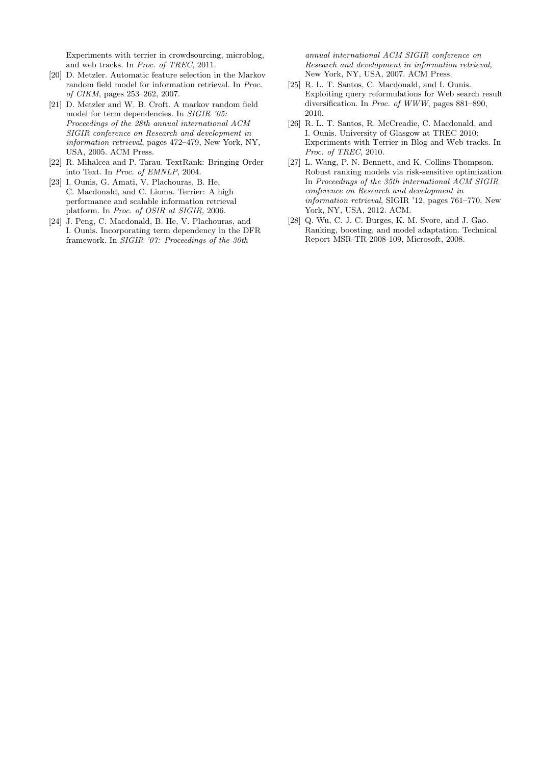Experiments with terrier in crowdsourcing, microblog, and web tracks. In *Proc. of TREC*, 2011.

[20] D. Metzler. Automatic feature selection in the Markov random field model for information retrieval. In *Proc. of CIKM*, pages 253–262, 2007.

[21] D. Metzler and W. B. Croft. A markov random field model for term dependencies. In *SIGIR '05: Proceedings of the 28th annual international ACM SIGIR conference on Research and development in information retrieval*, pages 472–479, New York, NY, USA, 2005. ACM Press.

[22] R. Mihalcea and P. Tarau. TextRank: Bringing Order into Text. In *Proc. of EMNLP*, 2004.

[23] I. Ounis, G. Amati, V. Plachouras, B. He, C. Macdonald, and C. Lioma. Terrier: A high performance and scalable information retrieval platform. In *Proc. of OSIR at SIGIR*, 2006.

[24] J. Peng, C. Macdonald, B. He, V. Plachouras, and I. Ounis. Incorporating term dependency in the DFR framework. In *SIGIR '07: Proceedings of the 30th annual international ACM SIGIR conference on Research and development in information retrieval*, New York, NY, USA, 2007. ACM Press.

[25] R. L. T. Santos, C. Macdonald, and I. Ounis. Exploiting query reformulations for Web search result diversification. In *Proc. of WWW*, pages 881–890, 2010.

[26] R. L. T. Santos, R. McCreadie, C. Macdonald, and I. Ounis. University of Glasgow at TREC 2010: Experiments with Terrier in Blog and Web tracks. In *Proc. of TREC*, 2010.

[27] L. Wang, P. N. Bennett, and K. Collins-Thompson. Robust ranking models via risk-sensitive optimization. In *Proceedings of the 35th international ACM SIGIR conference on Research and development in information retrieval*, SIGIR '12, pages 761–770, New York, NY, USA, 2012. ACM.

[28] Q. Wu, C. J. C. Burges, K. M. Svore, and J. Gao. Ranking, boosting, and model adaptation. Technical Report MSR-TR-2008-109, Microsoft, 2008.